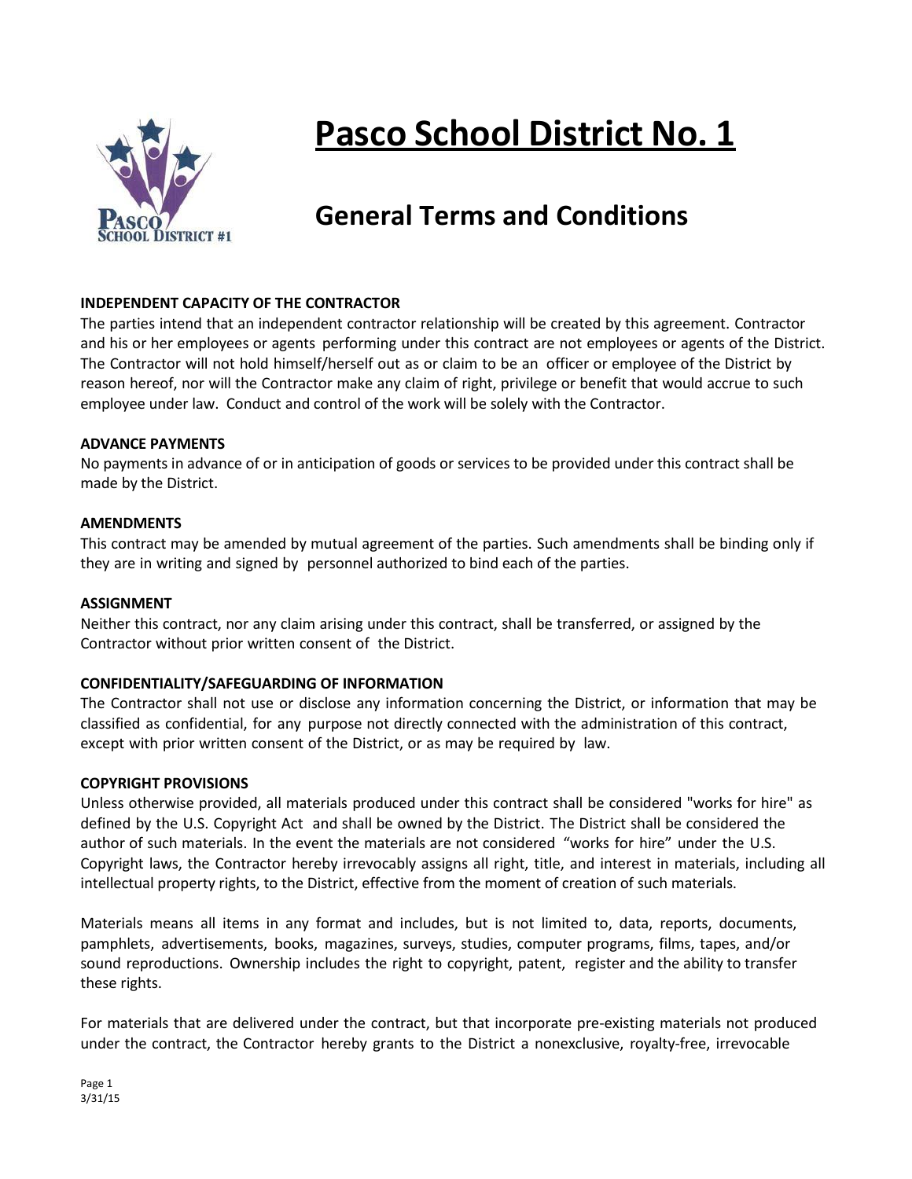# Pasco School District No. 1

## General Terms and Conditions

**INDEPENDENT CAPACITY OF THE CONTRACTOR**

The parties intend that an independent contractor relationship will be created by this agreement. Contractor and his or her employees or agents performing under this contract are not employees or agents of the District. The Contractor will not hold himself/herself out as or claim to be an officer or employee of the District by reason hereof, nor will the Contractor make any claim of right, privilege or benefit that would accrue to such employee under law. Conduct and control of the work will be solely with the Contractor.

**ADVANCE PAYMENTS**

No payments in advance of or in anticipation of goods or services to be provided under this contract shall be made by the District.

**AMENDMENTS**

This contract may be amended by mutual agreement of the parties. Such amendments shall be binding only if they are in writing and signed by personnel authorized to bind each of the parties.

**ASSIGNMENT**

Neither this contract, nor any claim arising under this contract, shall be transferred, or assigned by the Contractor without prior written consent of the District.

**CONFIDENTIALITY/SAFEGUARDING OF INFORMATION**

The Contractor shall not use or disclose any information concerning the District, or information that may be classified as confidential, for any purpose not directly connected with the administration of this contract, except with prior written consent of the District, or as may be required by law.

**COPYRIGHT PROVISIONS**

Unless otherwise provided, all materials produced under this contract shall be considered "works for hire" as defined by the U.S. Copyright Act and shall be owned by the District. The District shall be considered the author of such materials. In the event the materials are not considered "works for hire" under the U.S. Copyright laws, the Contractor hereby irrevocably assigns all right, title, and interest in materials, including all intellectual property rights, to the District, effective from the moment of creation of such materials.

Materials means all items in any format and includes, but is not limited to, data, reports, documents, pamphlets, advertisements, books, magazines, surveys, studies, computer programs, films, tapes, and/or sound reproductions. Ownership includes the right to copyright, patent, register and the ability to transfer these rights.

For materials that are delivered under the contract, but that incorporate pre-existing materials not produced under the contract, the Contractor hereby grants to the District a nonexclusive, royalty-free, irrevocable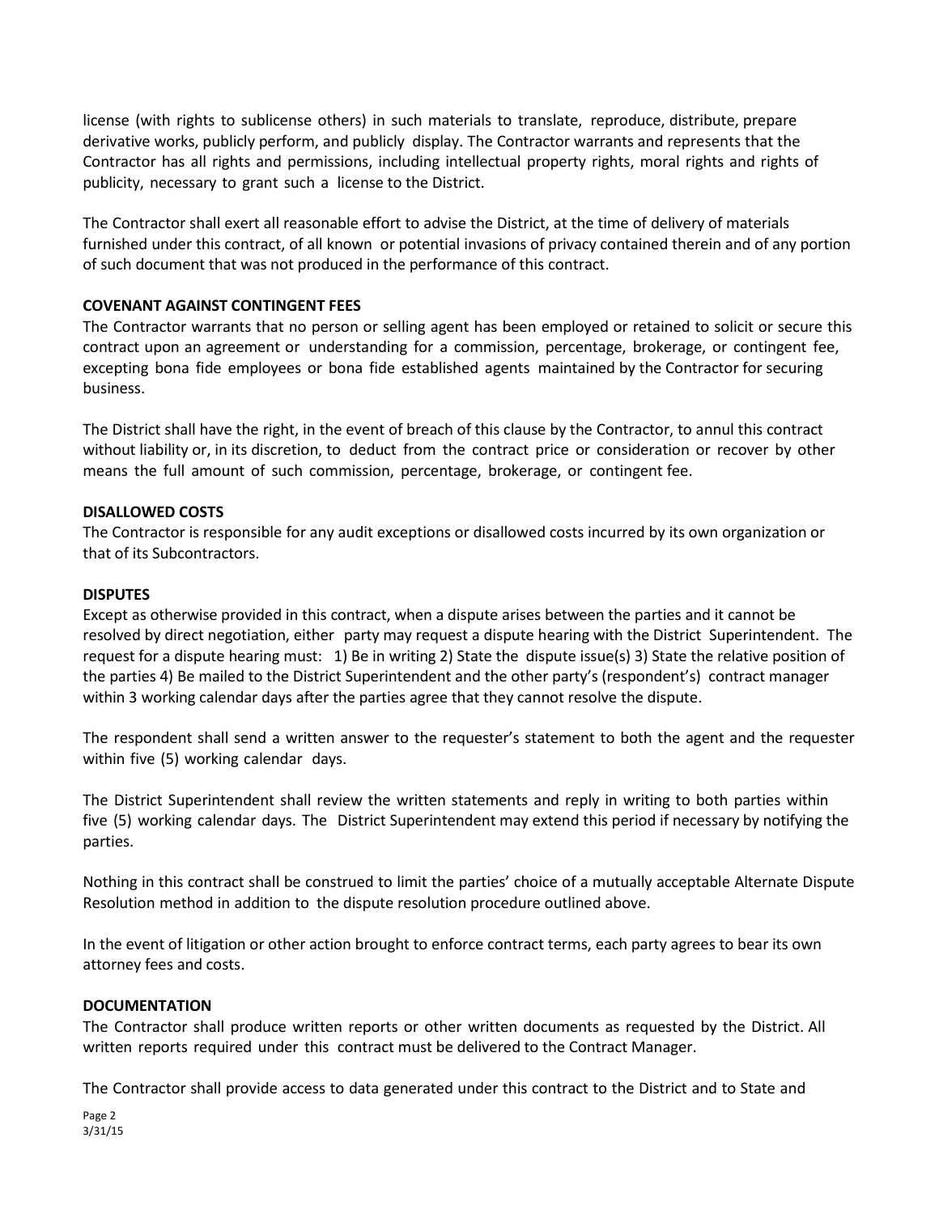license (with rights to sublicense others) in such materials to translate, reproduce, distribute, prepare derivative works, publicly perform, and publicly display. The Contractor warrants and represents that the Contractor has all rights and permissions, including intellectual property rights, moral rights and rights of publicity, necessary to grant such a license to the District.

The Contractor shall exert all reasonable effort to advise the District, at the time of delivery of materials furnished under this contract, of all known or potential invasions of privacy contained therein and of any portion of such document that was not produced in the performance of this contract.

**COVENANT AGAINST CONTINGENT FEES**

The Contractor warrants that no person or selling agent has been employed or retained to solicit or secure this contract upon an agreement or understanding for a commission, percentage, brokerage, or contingent fee, excepting bona fide employees or bona fide established agents maintained by the Contractor for securing business.

The District shall have the right, in the event of breach of this clause by the Contractor, to annul this contract without liability or, in its discretion, to deduct from the contract price or consideration or recover by other means the full amount of such commission, percentage, brokerage, or contingent fee.

**DISALLOWED COSTS**

The Contractor is responsible for any audit exceptions or disallowed costs incurred by its own organization or that of its Subcontractors.

**DISPUTES**

Except as otherwise provided in this contract, when a dispute arises between the parties and it cannot be resolved by direct negotiation, either party may request a dispute hearing with the District Superintendent. The request for a dispute hearing must: 1) Be in writing 2) State the dispute issue(s) 3) State the relative position of the parties 4) Be mailed to the District Superintendent and the other party's (respondent's) contract manager within 3 working calendar days after the parties agree that they cannot resolve the dispute.

The respondent shall send a written answer to the requester's statement to both the agent and the requester within five (5) working calendar days.

The District Superintendent shall review the written statements and reply in writing to both parties within five (5) working calendar days. The District Superintendent may extend this period if necessary by notifying the parties.

Nothing in this contract shall be construed to limit the parties' choice of a mutually acceptable Alternate Dispute Resolution method in addition to the dispute resolution procedure outlined above.

In the event of litigation or other action brought to enforce contract terms, each party agrees to bear its own attorney fees and costs.

**DOCUMENTATION**

The Contractor shall produce written reports or other written documents as requested by the District. All written reports required under this contract must be delivered to the Contract Manager.

The Contractor shall provide access to data generated under this contract to the District and to State and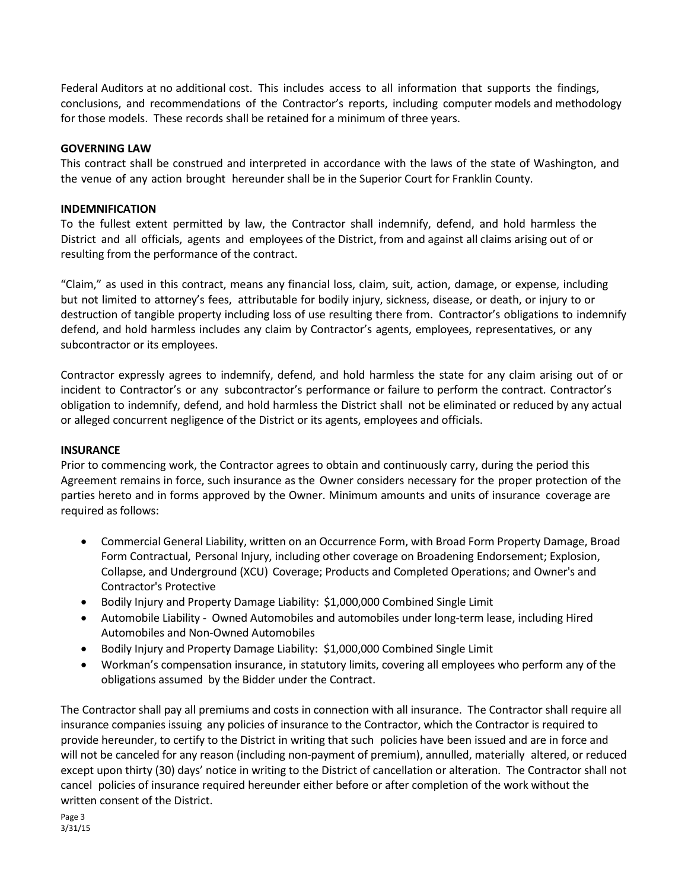Federal Auditors at no additional cost. This includes access to all information that supports the findings, conclusions, and recommendations of the Contractor's reports, including computer models and methodology for those models. These records shall be retained for a minimum of three years.

**GOVERNING LAW**

This contract shall be construed and interpreted in accordance with the laws of the state of Washington, and the venue of any action brought hereunder shall be in the Superior Court for Franklin County.

**INDEMNIFICATION**

To the fullest extent permitted by law, the Contractor shall indemnify, defend, and hold harmless the District and all officials, agents and employees of the District, from and against all claims arising out of or resulting from the performance of the contract.

"Claim," as used in this contract, means any financial loss, claim, suit, action, damage, or expense, including but not limited to attorney's fees, attributable for bodily injury, sickness, disease, or death, or injury to or destruction of tangible property including loss of use resulting there from. Contractor's obligations to indemnify defend, and hold harmless includes any claim by Contractor's agents, employees, representatives, or any subcontractor or its employees.

Contractor expressly agrees to indemnify, defend, and hold harmless the state for any claim arising out of or incident to Contractor's or any subcontractor's performance or failure to perform the contract. Contractor's obligation to indemnify, defend, and hold harmless the District shall not be eliminated or reduced by any actual or alleged concurrent negligence of the District or its agents, employees and officials.

**INSURANCE**

Prior to commencing work, the Contractor agrees to obtain and continuously carry, during the period this Agreement remains in force, such insurance as the Owner considers necessary for the proper protection of the parties hereto and in forms approved by the Owner. Minimum amounts and units of insurance coverage are required as follows:

- Commercial General Liability, written on an Occurrence Form, with Broad Form Property Damage, Broad Form Contractual, Personal Injury, including other coverage on Broadening Endorsement; Explosion, Collapse, and Underground (XCU) Coverage; Products and Completed Operations; and Owner's and Contractor's Protective
- Bodily Injury and Property Damage Liability: $1,000,000 Combined Single Limit
- Automobile Liability - Owned Automobiles and automobiles under long-term lease, including Hired Automobiles and Non-Owned Automobiles
- Bodily Injury and Property Damage Liability: $1,000,000 Combined Single Limit
- Workman's compensation insurance, in statutory limits, covering all employees who perform any of the obligations assumed by the Bidder under the Contract.

The Contractor shall pay all premiums and costs in connection with all insurance. The Contractor shall require all insurance companies issuing any policies of insurance to the Contractor, which the Contractor is required to provide hereunder, to certify to the District in writing that such policies have been issued and are in force and will not be canceled for any reason (including non-payment of premium), annulled, materially altered, or reduced except upon thirty (30) days' notice in writing to the District of cancellation or alteration. The Contractor shall not cancel policies of insurance required hereunder either before or after completion of the work without the written consent of the District.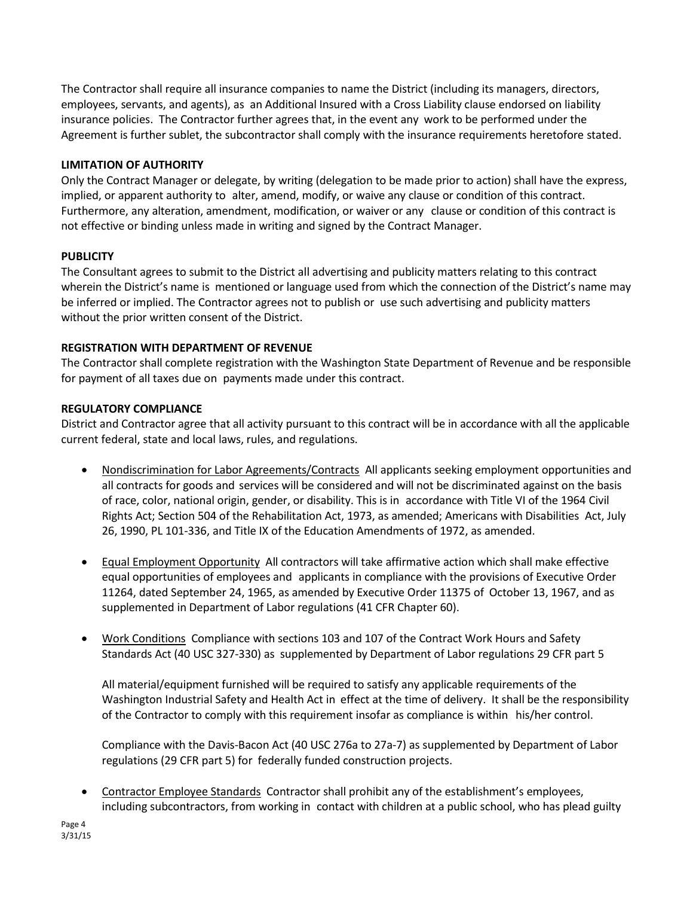The Contractor shall require all insurance companies to name the District (including its managers, directors, employees, servants, and agents), as an Additional Insured with a Cross Liability clause endorsed on liability insurance policies. The Contractor further agrees that, in the event any work to be performed under the Agreement is further sublet, the subcontractor shall comply with the insurance requirements heretofore stated.

**LIMITATION OF AUTHORITY**

Only the Contract Manager or delegate, by writing (delegation to be made prior to action) shall have the express, implied, or apparent authority to alter, amend, modify, or waive any clause or condition of this contract. Furthermore, any alteration, amendment, modification, or waiver or any clause or condition of this contract is not effective or binding unless made in writing and signed by the Contract Manager.

**PUBLICITY**

The Consultant agrees to submit to the District all advertising and publicity matters relating to this contract wherein the District's name is mentioned or language used from which the connection of the District's name may be inferred or implied. The Contractor agrees not to publish or use such advertising and publicity matters without the prior written consent of the District.

**REGISTRATION WITH DEPARTMENT OF REVENUE**

The Contractor shall complete registration with the Washington State Department of Revenue and be responsible for payment of all taxes due on payments made under this contract.

**REGULATORY COMPLIANCE**

District and Contractor agree that all activity pursuant to this contract will be in accordance with all the applicable current federal, state and local laws, rules, and regulations.

- Nondiscrimination for Labor Agreements/Contracts All applicants seeking employment opportunities and all contracts for goods and services will be considered and will not be discriminated against on the basis of race, color, national origin, gender, or disability. This is in accordance with Title VI of the 1964 Civil Rights Act; Section 504 of the Rehabilitation Act, 1973, as amended; Americans with Disabilities Act, July 26, 1990, PL 101-336, and Title IX of the Education Amendments of 1972, as amended.

- Equal Employment Opportunity All contractors will take affirmative action which shall make effective equal opportunities of employees and applicants in compliance with the provisions of Executive Order 11264, dated September 24, 1965, as amended by Executive Order 11375 of October 13, 1967, and as supplemented in Department of Labor regulations (41 CFR Chapter 60).

- Work Conditions Compliance with sections 103 and 107 of the Contract Work Hours and Safety Standards Act (40 USC 327-330) as supplemented by Department of Labor regulations 29 CFR part 5

  All material/equipment furnished will be required to satisfy any applicable requirements of the Washington Industrial Safety and Health Act in effect at the time of delivery. It shall be the responsibility of the Contractor to comply with this requirement insofar as compliance is within his/her control.

  Compliance with the Davis-Bacon Act (40 USC 276a to 27a-7) as supplemented by Department of Labor regulations (29 CFR part 5) for federally funded construction projects.

- Contractor Employee Standards Contractor shall prohibit any of the establishment's employees, including subcontractors, from working in contact with children at a public school, who has plead guilty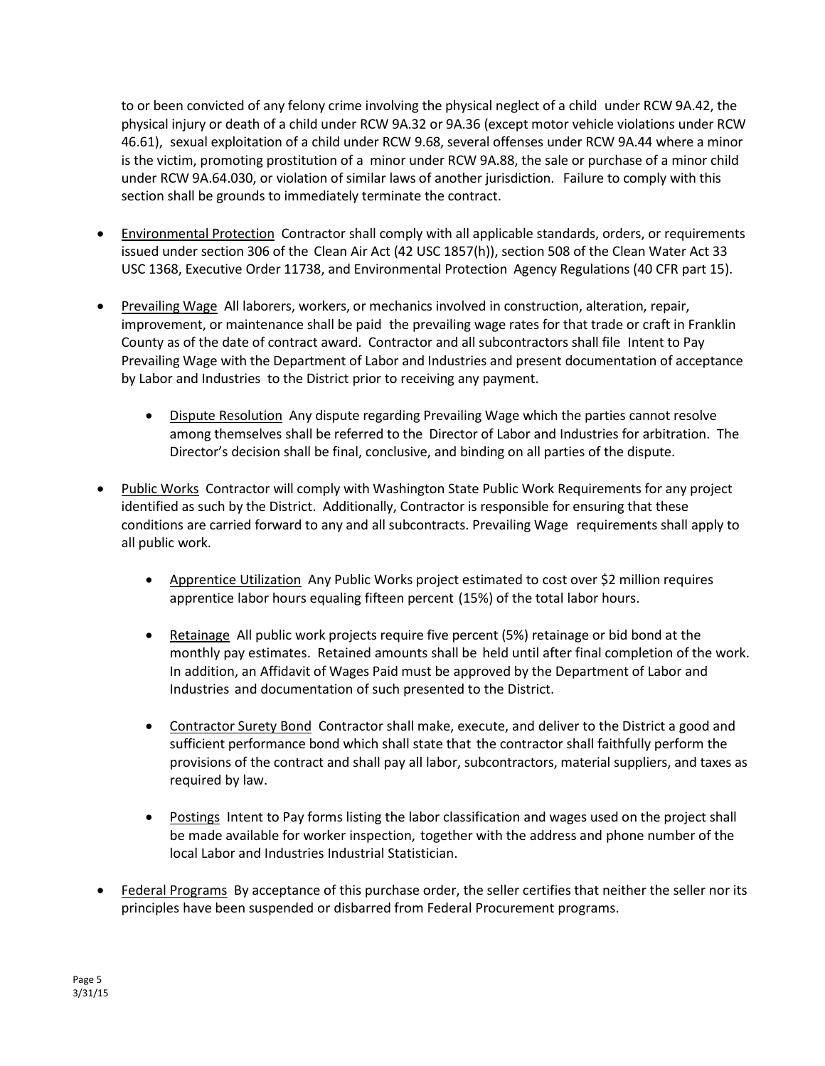to or been convicted of any felony crime involving the physical neglect of a child under RCW 9A.42, the physical injury or death of a child under RCW 9A.32 or 9A.36 (except motor vehicle violations under RCW 46.61), sexual exploitation of a child under RCW 9.68, several offenses under RCW 9A.44 where a minor is the victim, promoting prostitution of a minor under RCW 9A.88, the sale or purchase of a minor child under RCW 9A.64.030, or violation of similar laws of another jurisdiction. Failure to comply with this section shall be grounds to immediately terminate the contract.

- <u>Environmental Protection</u> Contractor shall comply with all applicable standards, orders, or requirements issued under section 306 of the Clean Air Act (42 USC 1857(h)), section 508 of the Clean Water Act 33 USC 1368, Executive Order 11738, and Environmental Protection Agency Regulations (40 CFR part 15).

- <u>Prevailing Wage</u> All laborers, workers, or mechanics involved in construction, alteration, repair, improvement, or maintenance shall be paid the prevailing wage rates for that trade or craft in Franklin County as of the date of contract award. Contractor and all subcontractors shall file Intent to Pay Prevailing Wage with the Department of Labor and Industries and present documentation of acceptance by Labor and Industries to the District prior to receiving any payment.

  - <u>Dispute Resolution</u> Any dispute regarding Prevailing Wage which the parties cannot resolve among themselves shall be referred to the Director of Labor and Industries for arbitration. The Director's decision shall be final, conclusive, and binding on all parties of the dispute.

- <u>Public Works</u> Contractor will comply with Washington State Public Work Requirements for any project identified as such by the District. Additionally, Contractor is responsible for ensuring that these conditions are carried forward to any and all subcontracts. Prevailing Wage requirements shall apply to all public work.

  - <u>Apprentice Utilization</u> Any Public Works project estimated to cost over $2 million requires apprentice labor hours equaling fifteen percent (15%) of the total labor hours.

  - <u>Retainage</u> All public work projects require five percent (5%) retainage or bid bond at the monthly pay estimates. Retained amounts shall be held until after final completion of the work. In addition, an Affidavit of Wages Paid must be approved by the Department of Labor and Industries and documentation of such presented to the District.

  - <u>Contractor Surety Bond</u> Contractor shall make, execute, and deliver to the District a good and sufficient performance bond which shall state that the contractor shall faithfully perform the provisions of the contract and shall pay all labor, subcontractors, material suppliers, and taxes as required by law.

  - <u>Postings</u> Intent to Pay forms listing the labor classification and wages used on the project shall be made available for worker inspection, together with the address and phone number of the local Labor and Industries Industrial Statistician.

- <u>Federal Programs</u> By acceptance of this purchase order, the seller certifies that neither the seller nor its principles have been suspended or disbarred from Federal Procurement programs.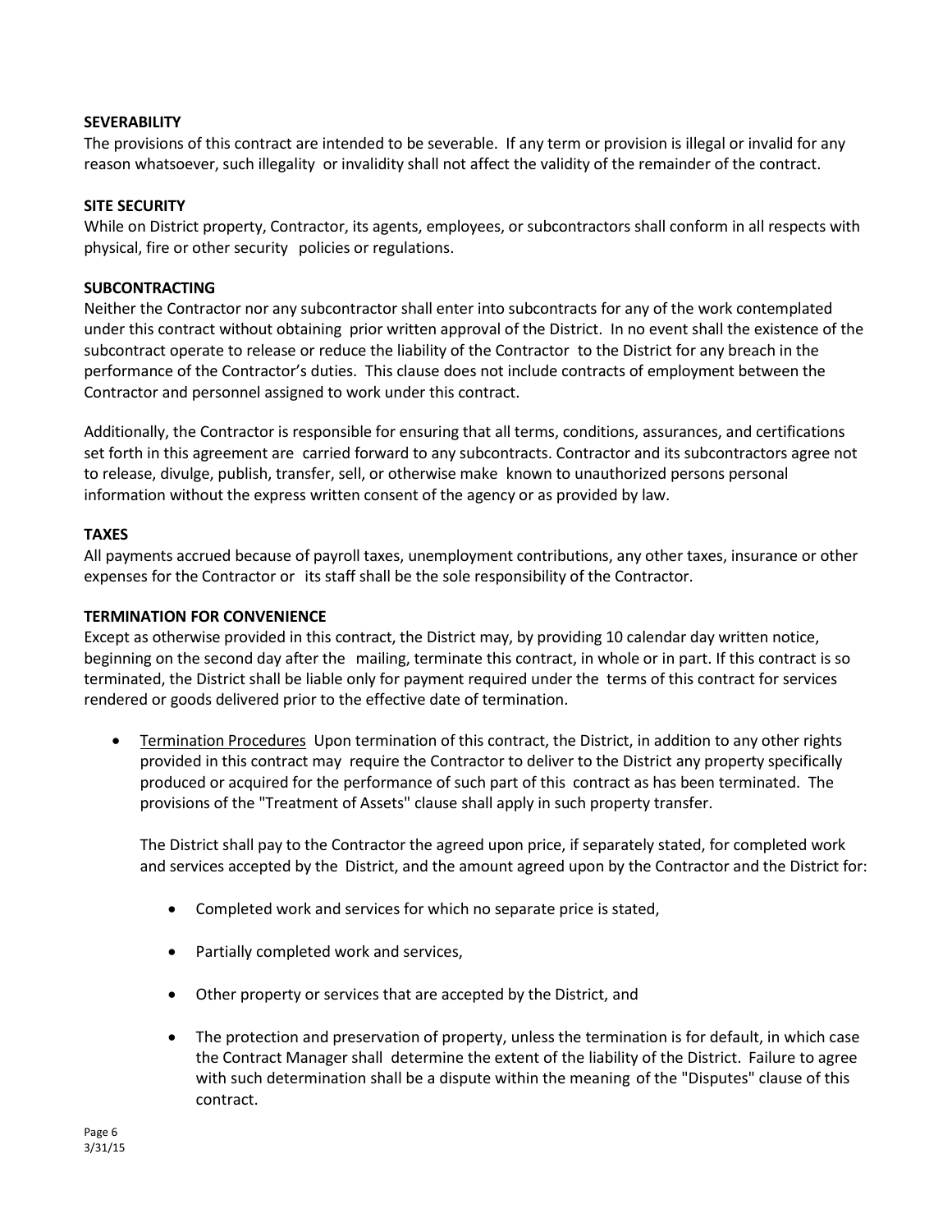**SEVERABILITY**

The provisions of this contract are intended to be severable. If any term or provision is illegal or invalid for any reason whatsoever, such illegality or invalidity shall not affect the validity of the remainder of the contract.

**SITE SECURITY**

While on District property, Contractor, its agents, employees, or subcontractors shall conform in all respects with physical, fire or other security policies or regulations.

**SUBCONTRACTING**

Neither the Contractor nor any subcontractor shall enter into subcontracts for any of the work contemplated under this contract without obtaining prior written approval of the District. In no event shall the existence of the subcontract operate to release or reduce the liability of the Contractor to the District for any breach in the performance of the Contractor's duties. This clause does not include contracts of employment between the Contractor and personnel assigned to work under this contract.

Additionally, the Contractor is responsible for ensuring that all terms, conditions, assurances, and certifications set forth in this agreement are carried forward to any subcontracts. Contractor and its subcontractors agree not to release, divulge, publish, transfer, sell, or otherwise make known to unauthorized persons personal information without the express written consent of the agency or as provided by law.

**TAXES**

All payments accrued because of payroll taxes, unemployment contributions, any other taxes, insurance or other expenses for the Contractor or its staff shall be the sole responsibility of the Contractor.

**TERMINATION FOR CONVENIENCE**

Except as otherwise provided in this contract, the District may, by providing 10 calendar day written notice, beginning on the second day after the mailing, terminate this contract, in whole or in part. If this contract is so terminated, the District shall be liable only for payment required under the terms of this contract for services rendered or goods delivered prior to the effective date of termination.

- Termination Procedures Upon termination of this contract, the District, in addition to any other rights provided in this contract may require the Contractor to deliver to the District any property specifically produced or acquired for the performance of such part of this contract as has been terminated. The provisions of the "Treatment of Assets" clause shall apply in such property transfer.

  The District shall pay to the Contractor the agreed upon price, if separately stated, for completed work and services accepted by the District, and the amount agreed upon by the Contractor and the District for:

  - Completed work and services for which no separate price is stated,
  - Partially completed work and services,
  - Other property or services that are accepted by the District, and
  - The protection and preservation of property, unless the termination is for default, in which case the Contract Manager shall determine the extent of the liability of the District. Failure to agree with such determination shall be a dispute within the meaning of the "Disputes" clause of this contract.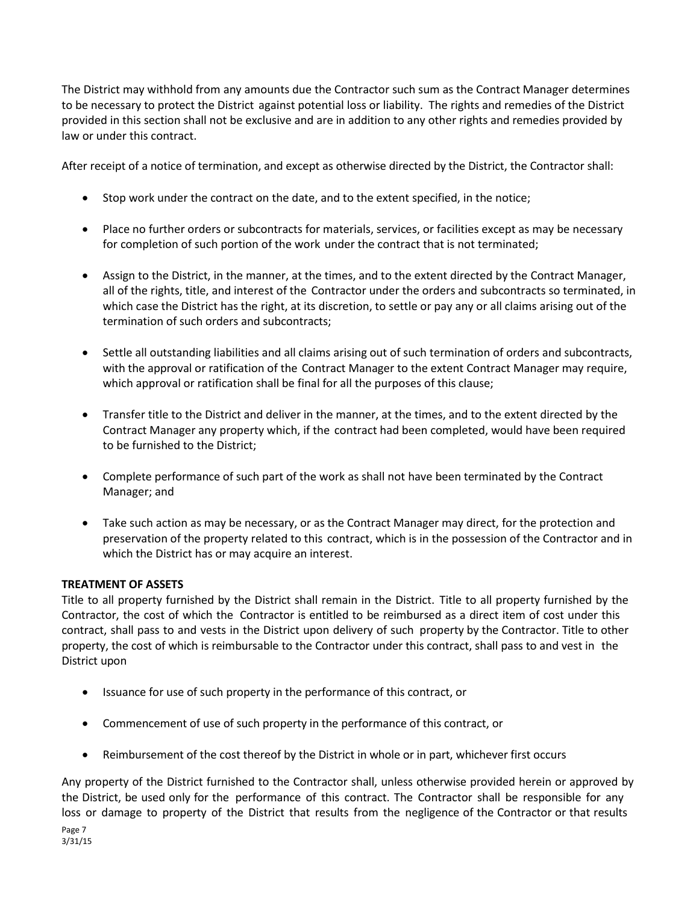The District may withhold from any amounts due the Contractor such sum as the Contract Manager determines to be necessary to protect the District against potential loss or liability. The rights and remedies of the District provided in this section shall not be exclusive and are in addition to any other rights and remedies provided by law or under this contract.

After receipt of a notice of termination, and except as otherwise directed by the District, the Contractor shall:

- Stop work under the contract on the date, and to the extent specified, in the notice;
- Place no further orders or subcontracts for materials, services, or facilities except as may be necessary for completion of such portion of the work under the contract that is not terminated;
- Assign to the District, in the manner, at the times, and to the extent directed by the Contract Manager, all of the rights, title, and interest of the Contractor under the orders and subcontracts so terminated, in which case the District has the right, at its discretion, to settle or pay any or all claims arising out of the termination of such orders and subcontracts;
- Settle all outstanding liabilities and all claims arising out of such termination of orders and subcontracts, with the approval or ratification of the Contract Manager to the extent Contract Manager may require, which approval or ratification shall be final for all the purposes of this clause;
- Transfer title to the District and deliver in the manner, at the times, and to the extent directed by the Contract Manager any property which, if the contract had been completed, would have been required to be furnished to the District;
- Complete performance of such part of the work as shall not have been terminated by the Contract Manager; and
- Take such action as may be necessary, or as the Contract Manager may direct, for the protection and preservation of the property related to this contract, which is in the possession of the Contractor and in which the District has or may acquire an interest.

**TREATMENT OF ASSETS**

Title to all property furnished by the District shall remain in the District. Title to all property furnished by the Contractor, the cost of which the Contractor is entitled to be reimbursed as a direct item of cost under this contract, shall pass to and vests in the District upon delivery of such property by the Contractor. Title to other property, the cost of which is reimbursable to the Contractor under this contract, shall pass to and vest in the District upon

- Issuance for use of such property in the performance of this contract, or
- Commencement of use of such property in the performance of this contract, or
- Reimbursement of the cost thereof by the District in whole or in part, whichever first occurs

Any property of the District furnished to the Contractor shall, unless otherwise provided herein or approved by the District, be used only for the performance of this contract. The Contractor shall be responsible for any loss or damage to property of the District that results from the negligence of the Contractor or that results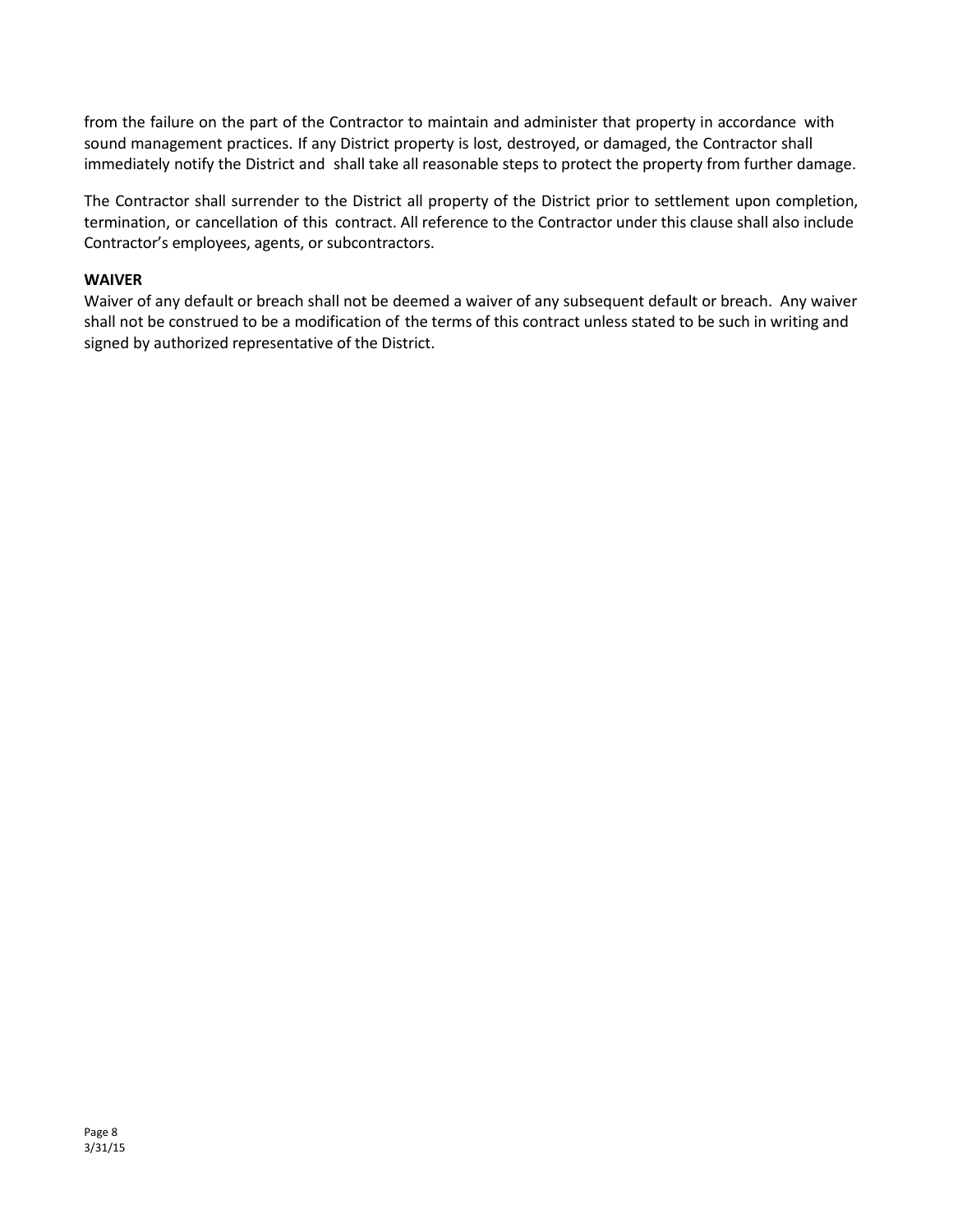from the failure on the part of the Contractor to maintain and administer that property in accordance with sound management practices. If any District property is lost, destroyed, or damaged, the Contractor shall immediately notify the District and shall take all reasonable steps to protect the property from further damage.

The Contractor shall surrender to the District all property of the District prior to settlement upon completion, termination, or cancellation of this contract. All reference to the Contractor under this clause shall also include Contractor's employees, agents, or subcontractors.

**WAIVER**

Waiver of any default or breach shall not be deemed a waiver of any subsequent default or breach. Any waiver shall not be construed to be a modification of the terms of this contract unless stated to be such in writing and signed by authorized representative of the District.